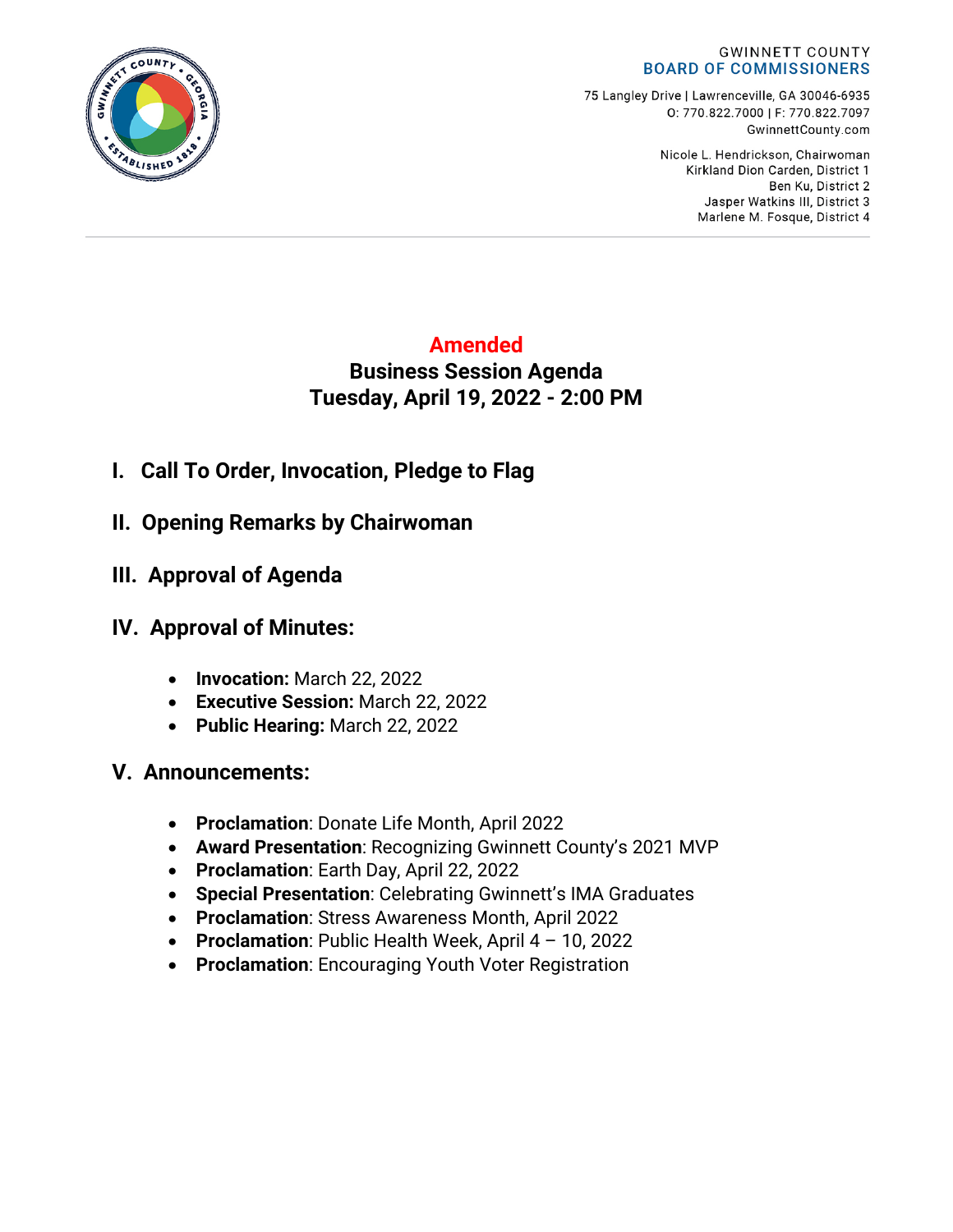GWINNETT COUNTY
**BOARD OF COMMISSIONERS**

75 Langley Drive | Lawrenceville, GA 30046-6935
O: 770.822.7000 | F: 770.822.7097
GwinnettCounty.com

Nicole L. Hendrickson, Chairwoman
Kirkland Dion Carden, District 1
Ben Ku, District 2
Jasper Watkins III, District 3
Marlene M. Fosque, District 4

# Amended
# Business Session Agenda
# Tuesday, April 19, 2022 - 2:00 PM

## I. Call To Order, Invocation, Pledge to Flag

## II. Opening Remarks by Chairwoman

## III. Approval of Agenda

## IV. Approval of Minutes:

- **Invocation:** March 22, 2022
- **Executive Session:** March 22, 2022
- **Public Hearing:** March 22, 2022

## V. Announcements:

- **Proclamation**: Donate Life Month, April 2022
- **Award Presentation**: Recognizing Gwinnett County's 2021 MVP
- **Proclamation**: Earth Day, April 22, 2022
- **Special Presentation**: Celebrating Gwinnett's IMA Graduates
- **Proclamation**: Stress Awareness Month, April 2022
- **Proclamation**: Public Health Week, April 4 – 10, 2022
- **Proclamation**: Encouraging Youth Voter Registration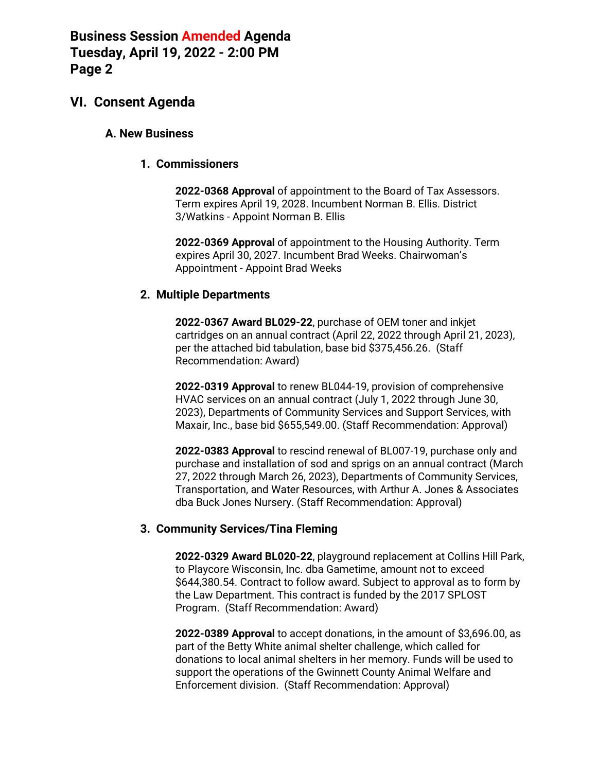## VI. Consent Agenda

### A. New Business

#### 1. Commissioners

**2022-0368 Approval** of appointment to the Board of Tax Assessors. Term expires April 19, 2028. Incumbent Norman B. Ellis. District 3/Watkins - Appoint Norman B. Ellis

**2022-0369 Approval** of appointment to the Housing Authority. Term expires April 30, 2027. Incumbent Brad Weeks. Chairwoman's Appointment - Appoint Brad Weeks

#### 2. Multiple Departments

**2022-0367 Award BL029-22**, purchase of OEM toner and inkjet cartridges on an annual contract (April 22, 2022 through April 21, 2023), per the attached bid tabulation, base bid $375,456.26. (Staff Recommendation: Award)

**2022-0319 Approval** to renew BL044-19, provision of comprehensive HVAC services on an annual contract (July 1, 2022 through June 30, 2023), Departments of Community Services and Support Services, with Maxair, Inc., base bid $655,549.00. (Staff Recommendation: Approval)

**2022-0383 Approval** to rescind renewal of BL007-19, purchase only and purchase and installation of sod and sprigs on an annual contract (March 27, 2022 through March 26, 2023), Departments of Community Services, Transportation, and Water Resources, with Arthur A. Jones & Associates dba Buck Jones Nursery. (Staff Recommendation: Approval)

#### 3. Community Services/Tina Fleming

**2022-0329 Award BL020-22**, playground replacement at Collins Hill Park, to Playcore Wisconsin, Inc. dba Gametime, amount not to exceed $644,380.54. Contract to follow award. Subject to approval as to form by the Law Department. This contract is funded by the 2017 SPLOST Program. (Staff Recommendation: Award)

**2022-0389 Approval** to accept donations, in the amount of $3,696.00, as part of the Betty White animal shelter challenge, which called for donations to local animal shelters in her memory. Funds will be used to support the operations of the Gwinnett County Animal Welfare and Enforcement division. (Staff Recommendation: Approval)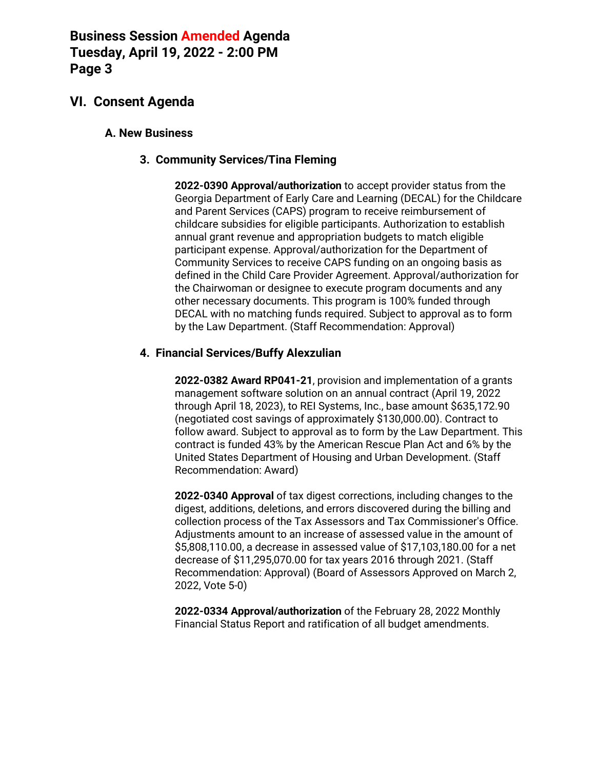## VI. Consent Agenda

### A. New Business

#### 3. Community Services/Tina Fleming

**2022-0390 Approval/authorization** to accept provider status from the Georgia Department of Early Care and Learning (DECAL) for the Childcare and Parent Services (CAPS) program to receive reimbursement of childcare subsidies for eligible participants. Authorization to establish annual grant revenue and appropriation budgets to match eligible participant expense. Approval/authorization for the Department of Community Services to receive CAPS funding on an ongoing basis as defined in the Child Care Provider Agreement. Approval/authorization for the Chairwoman or designee to execute program documents and any other necessary documents. This program is 100% funded through DECAL with no matching funds required. Subject to approval as to form by the Law Department. (Staff Recommendation: Approval)

#### 4. Financial Services/Buffy Alexzulian

**2022-0382 Award RP041-21**, provision and implementation of a grants management software solution on an annual contract (April 19, 2022 through April 18, 2023), to REI Systems, Inc., base amount $635,172.90 (negotiated cost savings of approximately $130,000.00). Contract to follow award. Subject to approval as to form by the Law Department. This contract is funded 43% by the American Rescue Plan Act and 6% by the United States Department of Housing and Urban Development. (Staff Recommendation: Award)

**2022-0340 Approval** of tax digest corrections, including changes to the digest, additions, deletions, and errors discovered during the billing and collection process of the Tax Assessors and Tax Commissioner's Office. Adjustments amount to an increase of assessed value in the amount of $5,808,110.00, a decrease in assessed value of $17,103,180.00 for a net decrease of $11,295,070.00 for tax years 2016 through 2021. (Staff Recommendation: Approval) (Board of Assessors Approved on March 2, 2022, Vote 5-0)

**2022-0334 Approval/authorization** of the February 28, 2022 Monthly Financial Status Report and ratification of all budget amendments.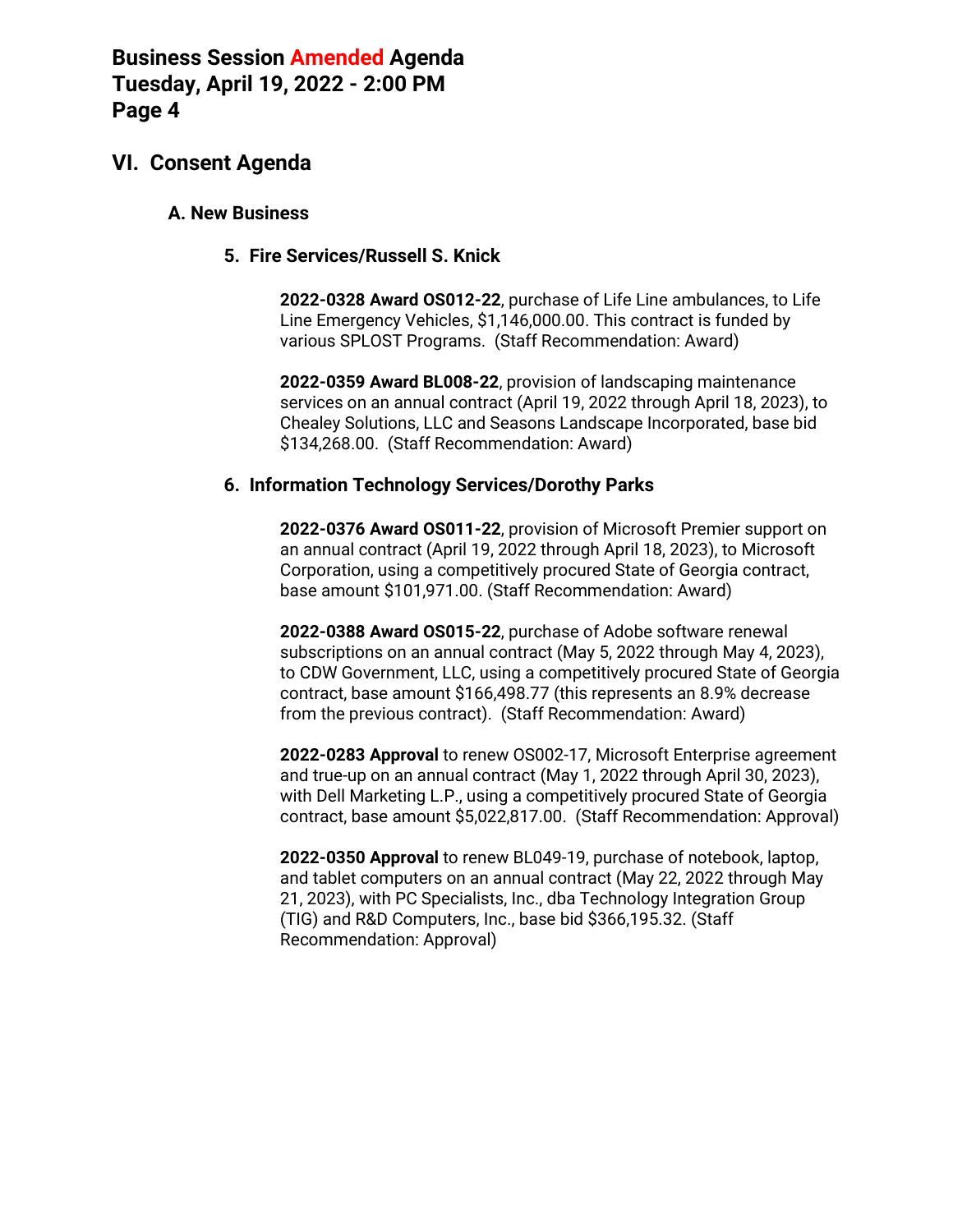## VI. Consent Agenda

### A. New Business

#### 5. Fire Services/Russell S. Knick

**2022-0328 Award OS012-22**, purchase of Life Line ambulances, to Life Line Emergency Vehicles, $1,146,000.00. This contract is funded by various SPLOST Programs. (Staff Recommendation: Award)

**2022-0359 Award BL008-22**, provision of landscaping maintenance services on an annual contract (April 19, 2022 through April 18, 2023), to Chealey Solutions, LLC and Seasons Landscape Incorporated, base bid $134,268.00. (Staff Recommendation: Award)

#### 6. Information Technology Services/Dorothy Parks

**2022-0376 Award OS011-22**, provision of Microsoft Premier support on an annual contract (April 19, 2022 through April 18, 2023), to Microsoft Corporation, using a competitively procured State of Georgia contract, base amount $101,971.00. (Staff Recommendation: Award)

**2022-0388 Award OS015-22**, purchase of Adobe software renewal subscriptions on an annual contract (May 5, 2022 through May 4, 2023), to CDW Government, LLC, using a competitively procured State of Georgia contract, base amount $166,498.77 (this represents an 8.9% decrease from the previous contract). (Staff Recommendation: Award)

**2022-0283 Approval** to renew OS002-17, Microsoft Enterprise agreement and true-up on an annual contract (May 1, 2022 through April 30, 2023), with Dell Marketing L.P., using a competitively procured State of Georgia contract, base amount $5,022,817.00. (Staff Recommendation: Approval)

**2022-0350 Approval** to renew BL049-19, purchase of notebook, laptop, and tablet computers on an annual contract (May 22, 2022 through May 21, 2023), with PC Specialists, Inc., dba Technology Integration Group (TIG) and R&D Computers, Inc., base bid $366,195.32. (Staff Recommendation: Approval)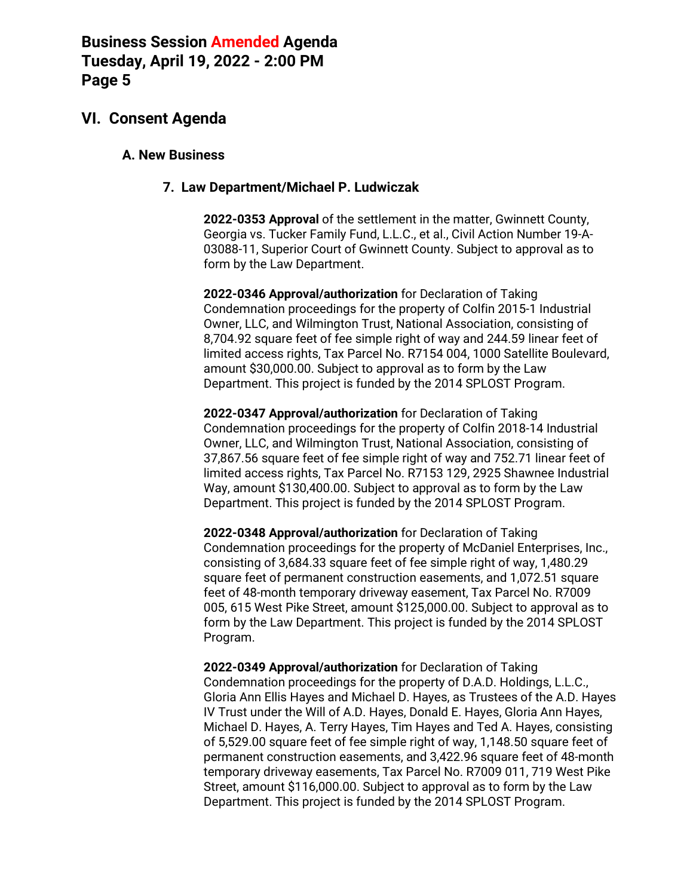## VI. Consent Agenda

### A. New Business

#### 7. Law Department/Michael P. Ludwiczak

**2022-0353 Approval** of the settlement in the matter, Gwinnett County, Georgia vs. Tucker Family Fund, L.L.C., et al., Civil Action Number 19-A-03088-11, Superior Court of Gwinnett County. Subject to approval as to form by the Law Department.

**2022-0346 Approval/authorization** for Declaration of Taking Condemnation proceedings for the property of Colfin 2015-1 Industrial Owner, LLC, and Wilmington Trust, National Association, consisting of 8,704.92 square feet of fee simple right of way and 244.59 linear feet of limited access rights, Tax Parcel No. R7154 004, 1000 Satellite Boulevard, amount $30,000.00. Subject to approval as to form by the Law Department. This project is funded by the 2014 SPLOST Program.

**2022-0347 Approval/authorization** for Declaration of Taking Condemnation proceedings for the property of Colfin 2018-14 Industrial Owner, LLC, and Wilmington Trust, National Association, consisting of 37,867.56 square feet of fee simple right of way and 752.71 linear feet of limited access rights, Tax Parcel No. R7153 129, 2925 Shawnee Industrial Way, amount $130,400.00. Subject to approval as to form by the Law Department. This project is funded by the 2014 SPLOST Program.

**2022-0348 Approval/authorization** for Declaration of Taking Condemnation proceedings for the property of McDaniel Enterprises, Inc., consisting of 3,684.33 square feet of fee simple right of way, 1,480.29 square feet of permanent construction easements, and 1,072.51 square feet of 48-month temporary driveway easement, Tax Parcel No. R7009 005, 615 West Pike Street, amount $125,000.00. Subject to approval as to form by the Law Department. This project is funded by the 2014 SPLOST Program.

**2022-0349 Approval/authorization** for Declaration of Taking Condemnation proceedings for the property of D.A.D. Holdings, L.L.C., Gloria Ann Ellis Hayes and Michael D. Hayes, as Trustees of the A.D. Hayes IV Trust under the Will of A.D. Hayes, Donald E. Hayes, Gloria Ann Hayes, Michael D. Hayes, A. Terry Hayes, Tim Hayes and Ted A. Hayes, consisting of 5,529.00 square feet of fee simple right of way, 1,148.50 square feet of permanent construction easements, and 3,422.96 square feet of 48-month temporary driveway easements, Tax Parcel No. R7009 011, 719 West Pike Street, amount $116,000.00. Subject to approval as to form by the Law Department. This project is funded by the 2014 SPLOST Program.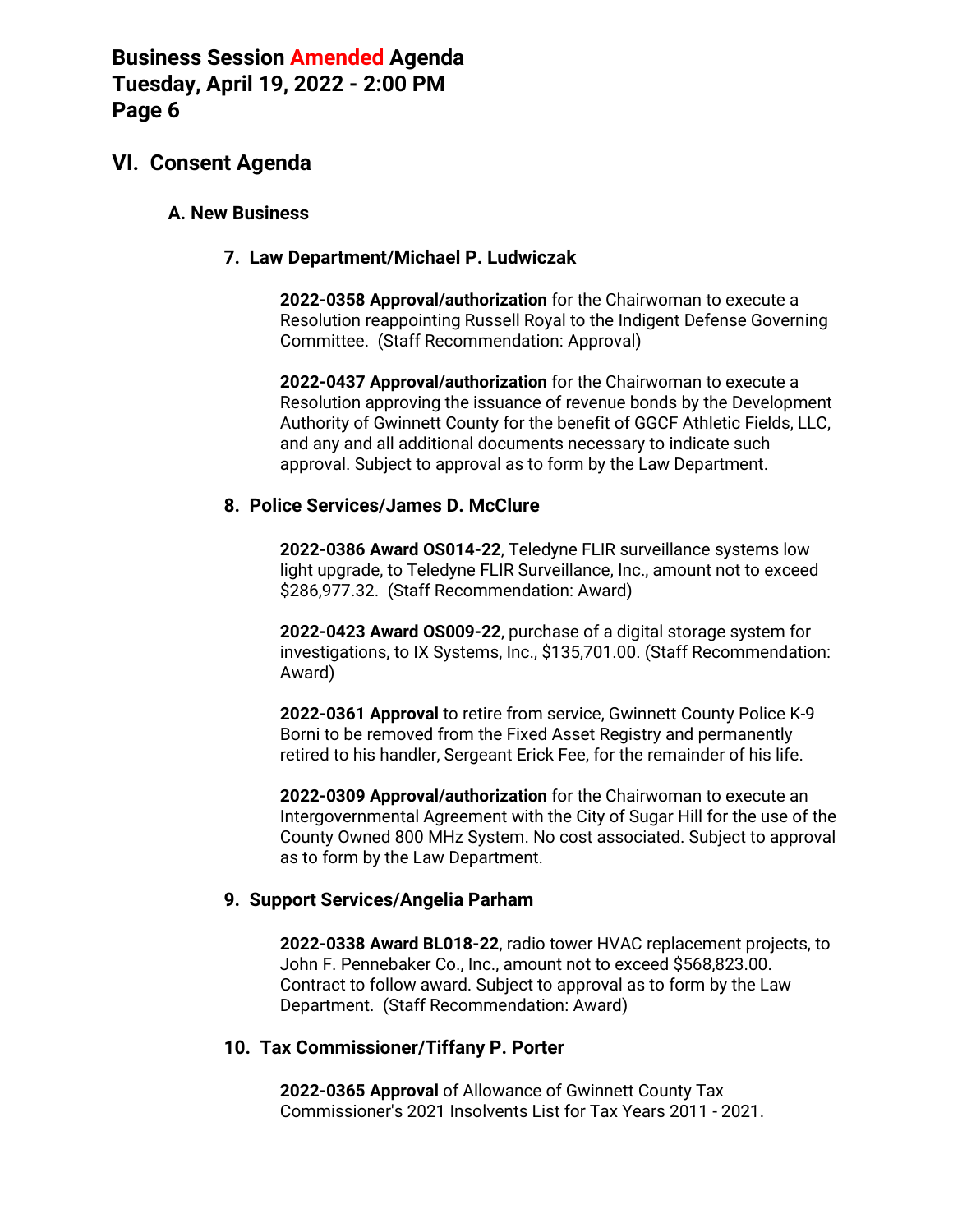## VI. Consent Agenda

### A. New Business

#### 7. Law Department/Michael P. Ludwiczak

**2022-0358 Approval/authorization** for the Chairwoman to execute a Resolution reappointing Russell Royal to the Indigent Defense Governing Committee. (Staff Recommendation: Approval)

**2022-0437 Approval/authorization** for the Chairwoman to execute a Resolution approving the issuance of revenue bonds by the Development Authority of Gwinnett County for the benefit of GGCF Athletic Fields, LLC, and any and all additional documents necessary to indicate such approval. Subject to approval as to form by the Law Department.

#### 8. Police Services/James D. McClure

**2022-0386 Award OS014-22**, Teledyne FLIR surveillance systems low light upgrade, to Teledyne FLIR Surveillance, Inc., amount not to exceed $286,977.32. (Staff Recommendation: Award)

**2022-0423 Award OS009-22**, purchase of a digital storage system for investigations, to IX Systems, Inc., $135,701.00. (Staff Recommendation: Award)

**2022-0361 Approval** to retire from service, Gwinnett County Police K-9 Borni to be removed from the Fixed Asset Registry and permanently retired to his handler, Sergeant Erick Fee, for the remainder of his life.

**2022-0309 Approval/authorization** for the Chairwoman to execute an Intergovernmental Agreement with the City of Sugar Hill for the use of the County Owned 800 MHz System. No cost associated. Subject to approval as to form by the Law Department.

#### 9. Support Services/Angelia Parham

**2022-0338 Award BL018-22**, radio tower HVAC replacement projects, to John F. Pennebaker Co., Inc., amount not to exceed $568,823.00. Contract to follow award. Subject to approval as to form by the Law Department. (Staff Recommendation: Award)

#### 10. Tax Commissioner/Tiffany P. Porter

**2022-0365 Approval** of Allowance of Gwinnett County Tax Commissioner's 2021 Insolvents List for Tax Years 2011 - 2021.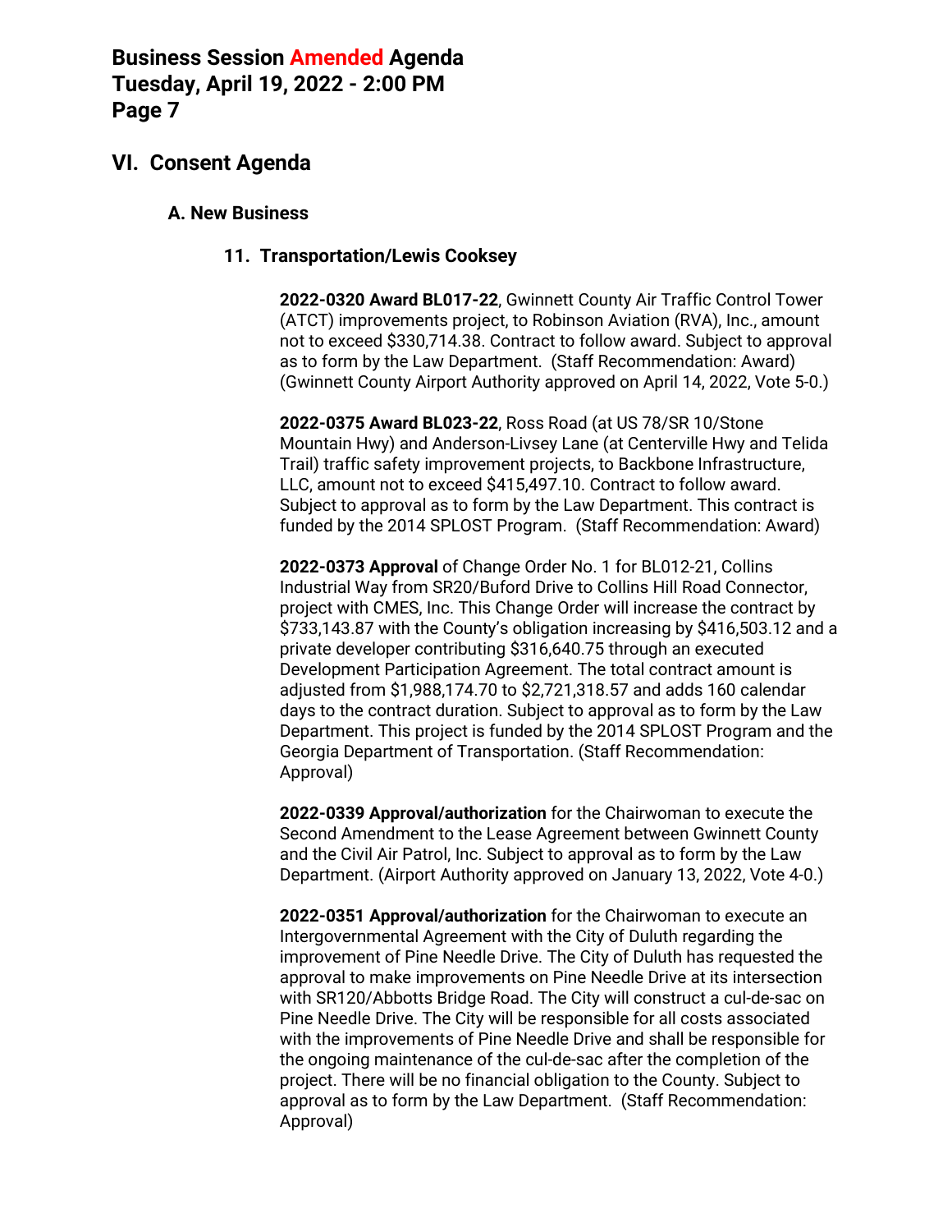## VI. Consent Agenda

### A. New Business

#### 11. Transportation/Lewis Cooksey

**2022-0320 Award BL017-22**, Gwinnett County Air Traffic Control Tower (ATCT) improvements project, to Robinson Aviation (RVA), Inc., amount not to exceed $330,714.38. Contract to follow award. Subject to approval as to form by the Law Department. (Staff Recommendation: Award) (Gwinnett County Airport Authority approved on April 14, 2022, Vote 5-0.)

**2022-0375 Award BL023-22**, Ross Road (at US 78/SR 10/Stone Mountain Hwy) and Anderson-Livsey Lane (at Centerville Hwy and Telida Trail) traffic safety improvement projects, to Backbone Infrastructure, LLC, amount not to exceed $415,497.10. Contract to follow award. Subject to approval as to form by the Law Department. This contract is funded by the 2014 SPLOST Program. (Staff Recommendation: Award)

**2022-0373 Approval** of Change Order No. 1 for BL012-21, Collins Industrial Way from SR20/Buford Drive to Collins Hill Road Connector, project with CMES, Inc. This Change Order will increase the contract by $733,143.87 with the County's obligation increasing by $416,503.12 and a private developer contributing $316,640.75 through an executed Development Participation Agreement. The total contract amount is adjusted from $1,988,174.70 to $2,721,318.57 and adds 160 calendar days to the contract duration. Subject to approval as to form by the Law Department. This project is funded by the 2014 SPLOST Program and the Georgia Department of Transportation. (Staff Recommendation: Approval)

**2022-0339 Approval/authorization** for the Chairwoman to execute the Second Amendment to the Lease Agreement between Gwinnett County and the Civil Air Patrol, Inc. Subject to approval as to form by the Law Department. (Airport Authority approved on January 13, 2022, Vote 4-0.)

**2022-0351 Approval/authorization** for the Chairwoman to execute an Intergovernmental Agreement with the City of Duluth regarding the improvement of Pine Needle Drive. The City of Duluth has requested the approval to make improvements on Pine Needle Drive at its intersection with SR120/Abbotts Bridge Road. The City will construct a cul-de-sac on Pine Needle Drive. The City will be responsible for all costs associated with the improvements of Pine Needle Drive and shall be responsible for the ongoing maintenance of the cul-de-sac after the completion of the project. There will be no financial obligation to the County. Subject to approval as to form by the Law Department. (Staff Recommendation: Approval)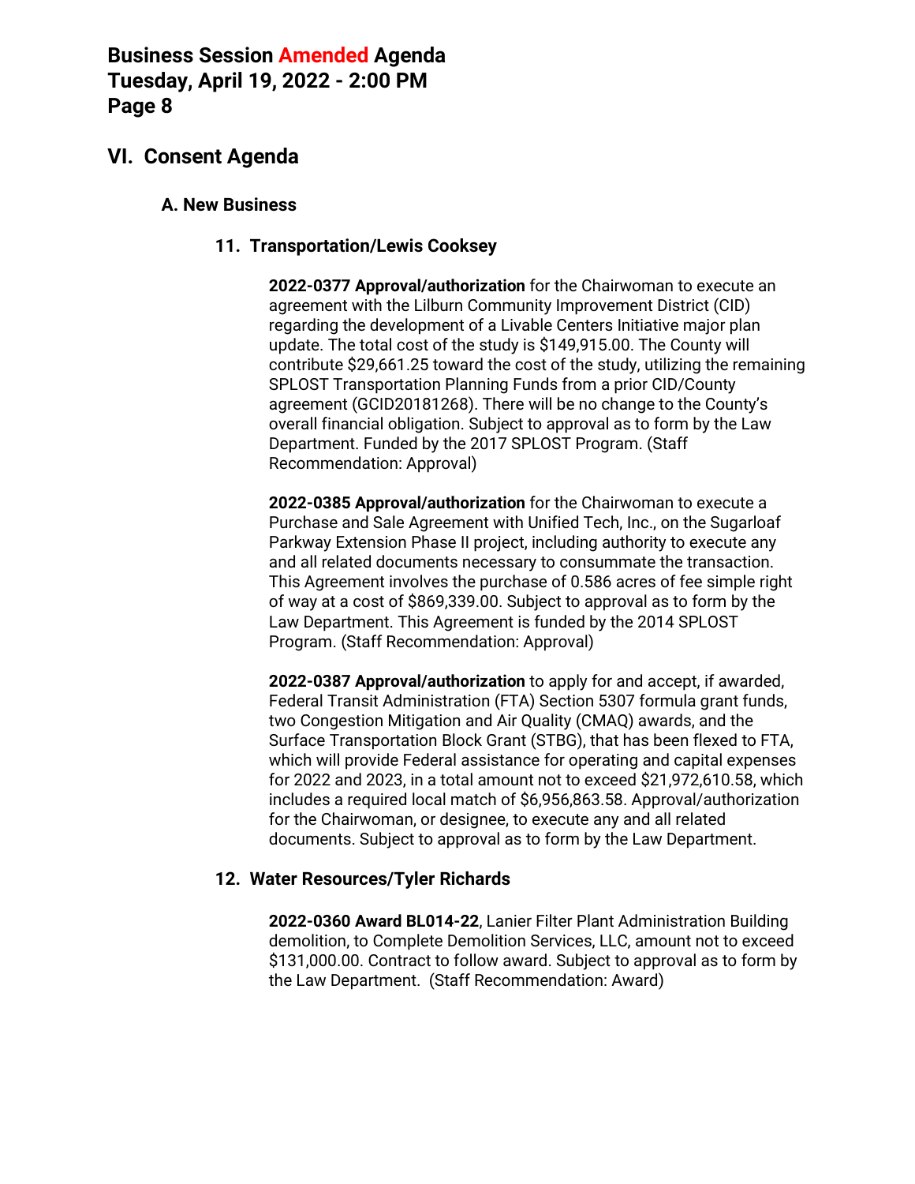## VI. Consent Agenda

### A. New Business

#### 11. Transportation/Lewis Cooksey

**2022-0377 Approval/authorization** for the Chairwoman to execute an agreement with the Lilburn Community Improvement District (CID) regarding the development of a Livable Centers Initiative major plan update. The total cost of the study is $149,915.00. The County will contribute $29,661.25 toward the cost of the study, utilizing the remaining SPLOST Transportation Planning Funds from a prior CID/County agreement (GCID20181268). There will be no change to the County's overall financial obligation. Subject to approval as to form by the Law Department. Funded by the 2017 SPLOST Program. (Staff Recommendation: Approval)

**2022-0385 Approval/authorization** for the Chairwoman to execute a Purchase and Sale Agreement with Unified Tech, Inc., on the Sugarloaf Parkway Extension Phase II project, including authority to execute any and all related documents necessary to consummate the transaction. This Agreement involves the purchase of 0.586 acres of fee simple right of way at a cost of $869,339.00. Subject to approval as to form by the Law Department. This Agreement is funded by the 2014 SPLOST Program. (Staff Recommendation: Approval)

**2022-0387 Approval/authorization** to apply for and accept, if awarded, Federal Transit Administration (FTA) Section 5307 formula grant funds, two Congestion Mitigation and Air Quality (CMAQ) awards, and the Surface Transportation Block Grant (STBG), that has been flexed to FTA, which will provide Federal assistance for operating and capital expenses for 2022 and 2023, in a total amount not to exceed $21,972,610.58, which includes a required local match of $6,956,863.58. Approval/authorization for the Chairwoman, or designee, to execute any and all related documents. Subject to approval as to form by the Law Department.

#### 12. Water Resources/Tyler Richards

**2022-0360 Award BL014-22**, Lanier Filter Plant Administration Building demolition, to Complete Demolition Services, LLC, amount not to exceed $131,000.00. Contract to follow award. Subject to approval as to form by the Law Department. (Staff Recommendation: Award)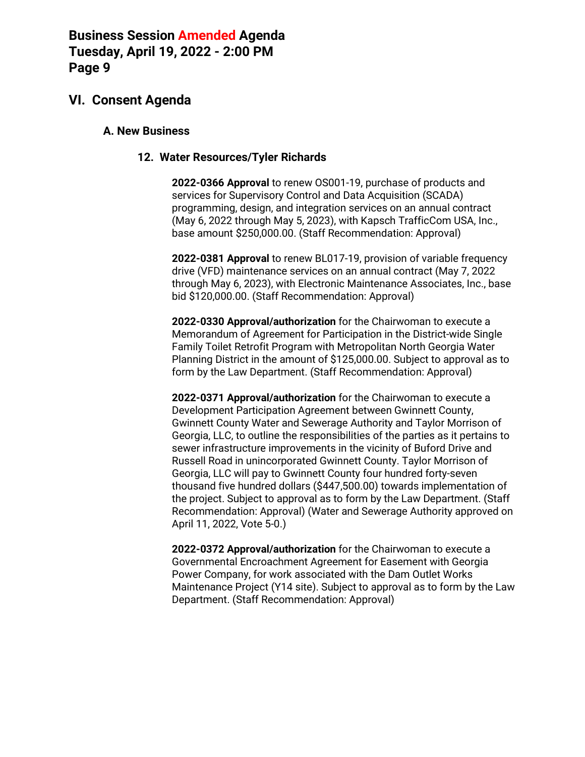## VI. Consent Agenda

### A. New Business

#### 12. Water Resources/Tyler Richards

**2022-0366 Approval** to renew OS001-19, purchase of products and services for Supervisory Control and Data Acquisition (SCADA) programming, design, and integration services on an annual contract (May 6, 2022 through May 5, 2023), with Kapsch TrafficCom USA, Inc., base amount $250,000.00. (Staff Recommendation: Approval)

**2022-0381 Approval** to renew BL017-19, provision of variable frequency drive (VFD) maintenance services on an annual contract (May 7, 2022 through May 6, 2023), with Electronic Maintenance Associates, Inc., base bid $120,000.00. (Staff Recommendation: Approval)

**2022-0330 Approval/authorization** for the Chairwoman to execute a Memorandum of Agreement for Participation in the District-wide Single Family Toilet Retrofit Program with Metropolitan North Georgia Water Planning District in the amount of $125,000.00. Subject to approval as to form by the Law Department. (Staff Recommendation: Approval)

**2022-0371 Approval/authorization** for the Chairwoman to execute a Development Participation Agreement between Gwinnett County, Gwinnett County Water and Sewerage Authority and Taylor Morrison of Georgia, LLC, to outline the responsibilities of the parties as it pertains to sewer infrastructure improvements in the vicinity of Buford Drive and Russell Road in unincorporated Gwinnett County. Taylor Morrison of Georgia, LLC will pay to Gwinnett County four hundred forty-seven thousand five hundred dollars ($447,500.00) towards implementation of the project. Subject to approval as to form by the Law Department. (Staff Recommendation: Approval) (Water and Sewerage Authority approved on April 11, 2022, Vote 5-0.)

**2022-0372 Approval/authorization** for the Chairwoman to execute a Governmental Encroachment Agreement for Easement with Georgia Power Company, for work associated with the Dam Outlet Works Maintenance Project (Y14 site). Subject to approval as to form by the Law Department. (Staff Recommendation: Approval)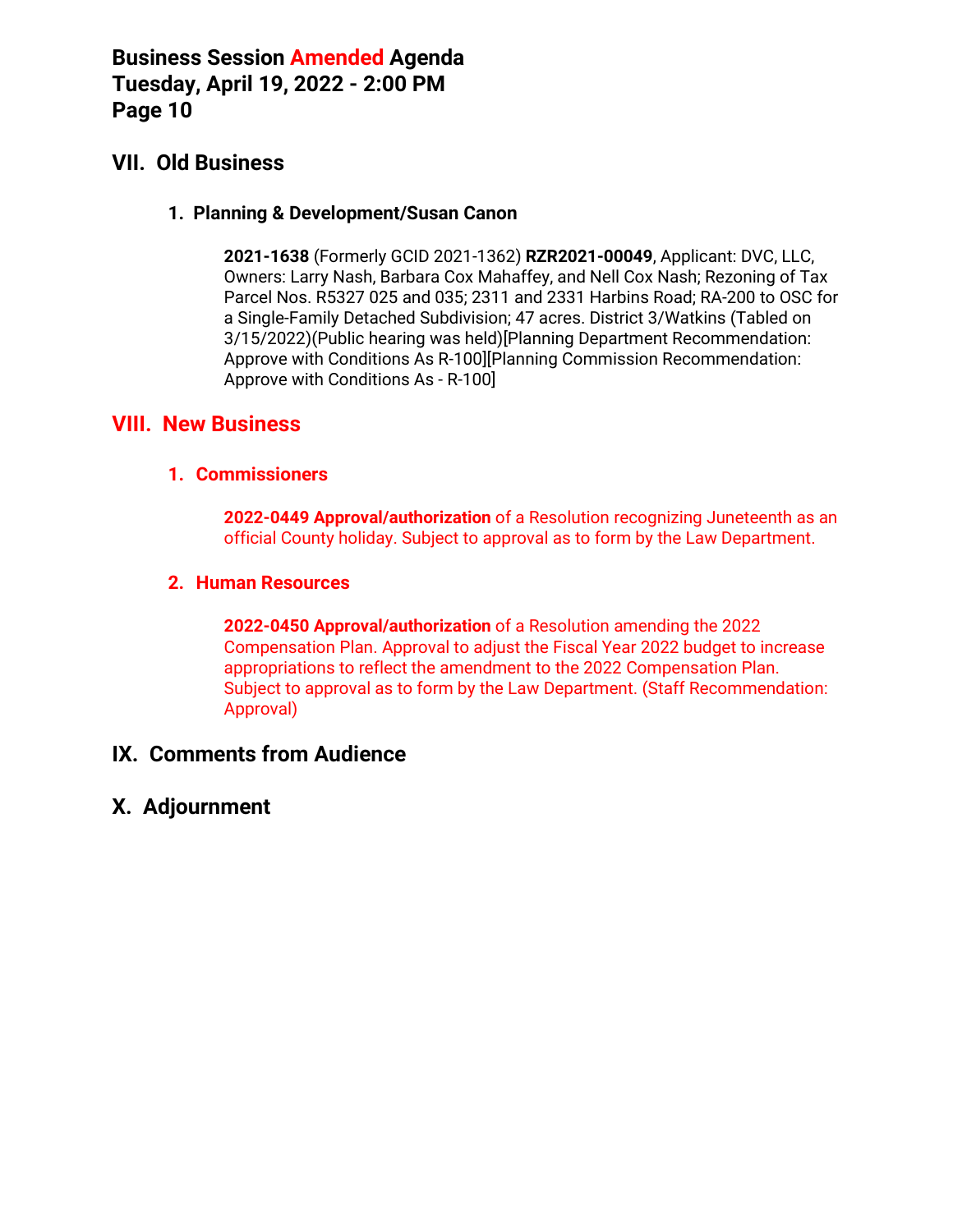## VII. Old Business

### 1. Planning & Development/Susan Canon

**2021-1638** (Formerly GCID 2021-1362) **RZR2021-00049**, Applicant: DVC, LLC, Owners: Larry Nash, Barbara Cox Mahaffey, and Nell Cox Nash; Rezoning of Tax Parcel Nos. R5327 025 and 035; 2311 and 2331 Harbins Road; RA-200 to OSC for a Single-Family Detached Subdivision; 47 acres. District 3/Watkins (Tabled on 3/15/2022)(Public hearing was held)[Planning Department Recommendation: Approve with Conditions As R-100][Planning Commission Recommendation: Approve with Conditions As - R-100]

## VIII. New Business

### 1. Commissioners

**2022-0449 Approval/authorization** of a Resolution recognizing Juneteenth as an official County holiday. Subject to approval as to form by the Law Department.

### 2. Human Resources

**2022-0450 Approval/authorization** of a Resolution amending the 2022 Compensation Plan. Approval to adjust the Fiscal Year 2022 budget to increase appropriations to reflect the amendment to the 2022 Compensation Plan. Subject to approval as to form by the Law Department. (Staff Recommendation: Approval)

## IX. Comments from Audience

## X. Adjournment